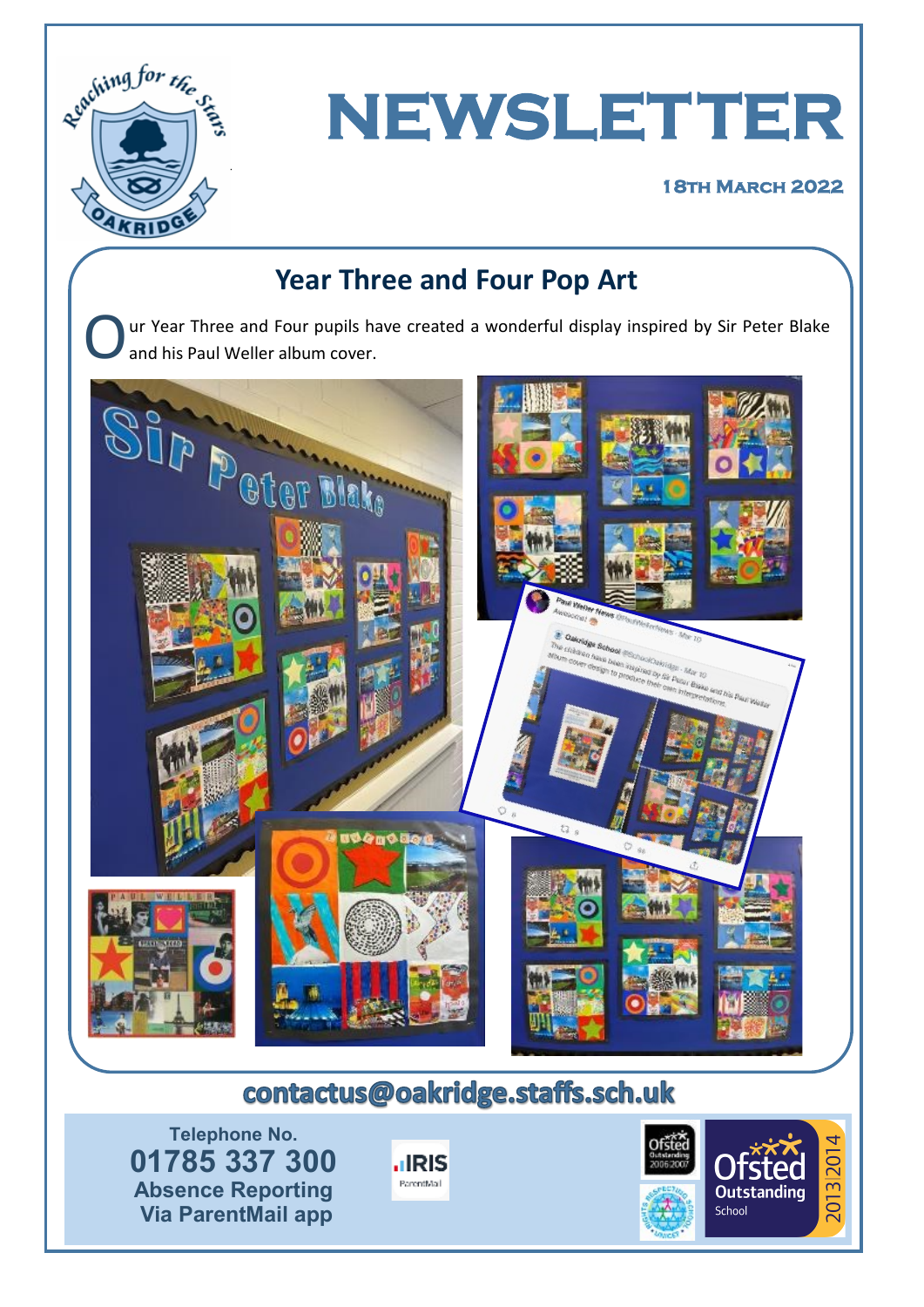# NEWSLETTER

**18TH MARCH 2022**

## Year Three and Four Pop Art

Our Year Three and Four pupils have created a wonderful display inspired by Sir Peter Blake and his Paul Weller album cover.

**contactus@oakridge.staffs.sch.uk**

**Telephone No.**
**01785 337 300**
**Absence Reporting**
**Via ParentMail app**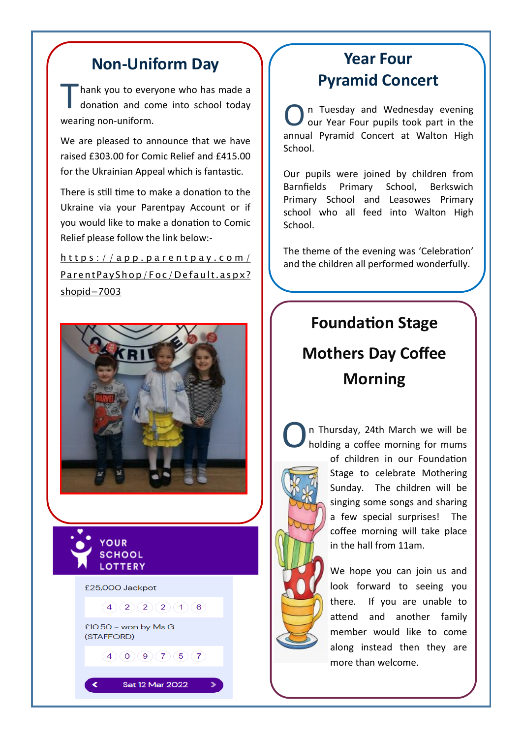## Non-Uniform Day

Thank you to everyone who has made a donation and come into school today wearing non-uniform.

We are pleased to announce that we have raised £303.00 for Comic Relief and £415.00 for the Ukrainian Appeal which is fantastic.

There is still time to make a donation to the Ukraine via your Parentpay Account or if you would like to make a donation to Comic Relief please follow the link below:-

https://app.parentpay.com/ParentPayShop/Foc/Default.aspx?shopid=7003

YOUR SCHOOL LOTTERY

£25,000 Jackpot

4 2 2 2 1 6

£10.50 – won by Ms G (STAFFORD)

4 0 9 7 5 7

Sat 12 Mar 2022

## Year Four Pyramid Concert

On Tuesday and Wednesday evening our Year Four pupils took part in the annual Pyramid Concert at Walton High School.

Our pupils were joined by children from Barnfields Primary School, Berkswich Primary School and Leasowes Primary school who all feed into Walton High School.

The theme of the evening was 'Celebration' and the children all performed wonderfully.

## Foundation Stage Mothers Day Coffee Morning

On Thursday, 24th March we will be holding a coffee morning for mums of children in our Foundation Stage to celebrate Mothering Sunday. The children will be singing some songs and sharing a few special surprises! The coffee morning will take place in the hall from 11am.

We hope you can join us and look forward to seeing you there. If you are unable to attend and another family member would like to come along instead then they are more than welcome.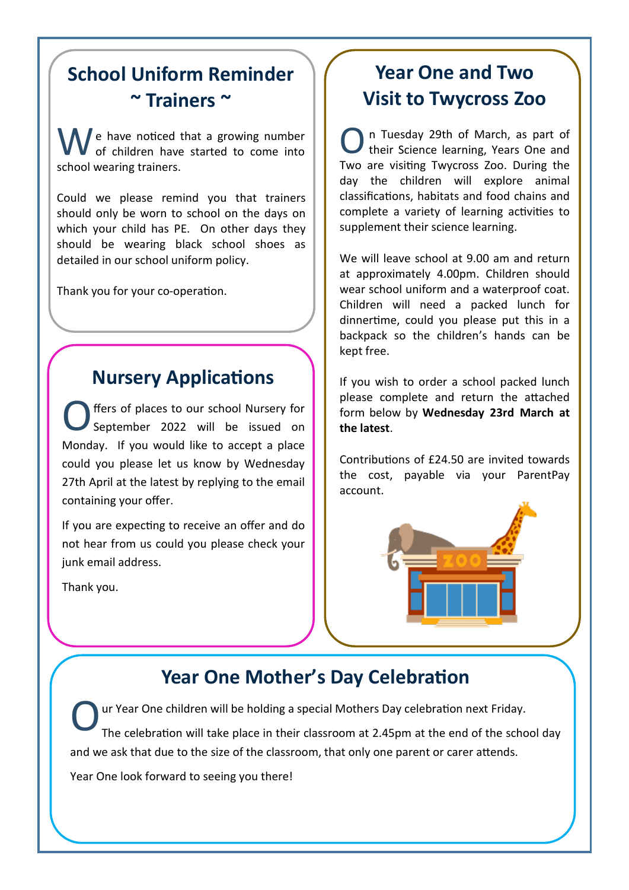## School Uniform Reminder ~ Trainers ~

We have noticed that a growing number of children have started to come into school wearing trainers.

Could we please remind you that trainers should only be worn to school on the days on which your child has PE. On other days they should be wearing black school shoes as detailed in our school uniform policy.

Thank you for your co-operation.

## Nursery Applications

Offers of places to our school Nursery for September 2022 will be issued on Monday. If you would like to accept a place could you please let us know by Wednesday 27th April at the latest by replying to the email containing your offer.

If you are expecting to receive an offer and do not hear from us could you please check your junk email address.

Thank you.

## Year One and Two Visit to Twycross Zoo

On Tuesday 29th of March, as part of their Science learning, Years One and Two are visiting Twycross Zoo. During the day the children will explore animal classifications, habitats and food chains and complete a variety of learning activities to supplement their science learning.

We will leave school at 9.00 am and return at approximately 4.00pm. Children should wear school uniform and a waterproof coat. Children will need a packed lunch for dinnertime, could you please put this in a backpack so the children's hands can be kept free.

If you wish to order a school packed lunch please complete and return the attached form below by **Wednesday 23rd March at the latest**.

Contributions of £24.50 are invited towards the cost, payable via your ParentPay account.

## Year One Mother's Day Celebration

Our Year One children will be holding a special Mothers Day celebration next Friday.

The celebration will take place in their classroom at 2.45pm at the end of the school day and we ask that due to the size of the classroom, that only one parent or carer attends.

Year One look forward to seeing you there!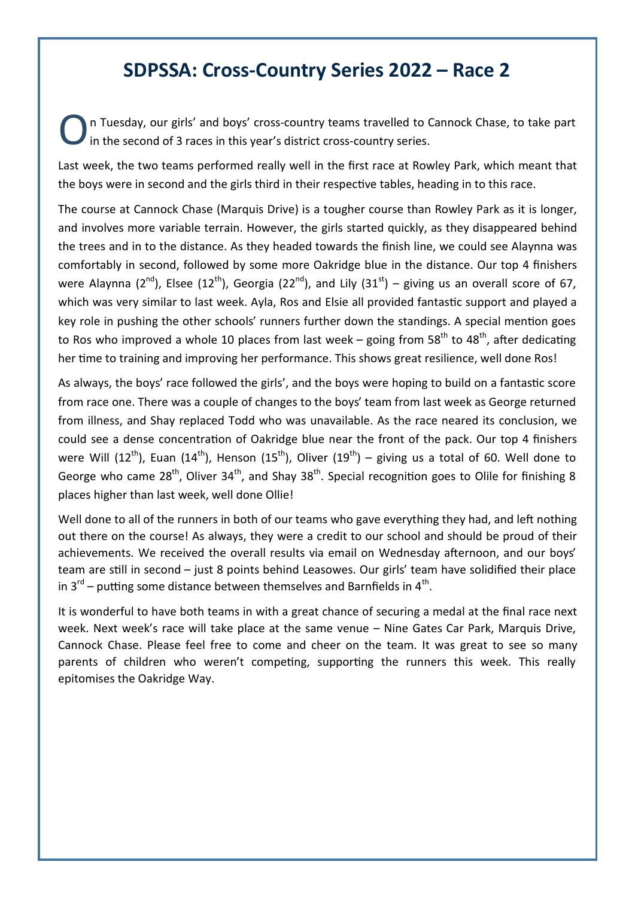# SDPSSA: Cross-Country Series 2022 – Race 2

On Tuesday, our girls' and boys' cross-country teams travelled to Cannock Chase, to take part in the second of 3 races in this year's district cross-country series.

Last week, the two teams performed really well in the first race at Rowley Park, which meant that the boys were in second and the girls third in their respective tables, heading in to this race.

The course at Cannock Chase (Marquis Drive) is a tougher course than Rowley Park as it is longer, and involves more variable terrain. However, the girls started quickly, as they disappeared behind the trees and in to the distance. As they headed towards the finish line, we could see Alaynna was comfortably in second, followed by some more Oakridge blue in the distance. Our top 4 finishers were Alaynna (2nd), Elsee (12th), Georgia (22nd), and Lily (31st) – giving us an overall score of 67, which was very similar to last week. Ayla, Ros and Elsie all provided fantastic support and played a key role in pushing the other schools' runners further down the standings. A special mention goes to Ros who improved a whole 10 places from last week – going from 58th to 48th, after dedicating her time to training and improving her performance. This shows great resilience, well done Ros!

As always, the boys' race followed the girls', and the boys were hoping to build on a fantastic score from race one. There was a couple of changes to the boys' team from last week as George returned from illness, and Shay replaced Todd who was unavailable. As the race neared its conclusion, we could see a dense concentration of Oakridge blue near the front of the pack. Our top 4 finishers were Will (12th), Euan (14th), Henson (15th), Oliver (19th) – giving us a total of 60. Well done to George who came 28th, Oliver 34th, and Shay 38th. Special recognition goes to Olile for finishing 8 places higher than last week, well done Ollie!

Well done to all of the runners in both of our teams who gave everything they had, and left nothing out there on the course! As always, they were a credit to our school and should be proud of their achievements. We received the overall results via email on Wednesday afternoon, and our boys' team are still in second – just 8 points behind Leasowes. Our girls' team have solidified their place in 3rd – putting some distance between themselves and Barnfields in 4th.

It is wonderful to have both teams in with a great chance of securing a medal at the final race next week. Next week's race will take place at the same venue – Nine Gates Car Park, Marquis Drive, Cannock Chase. Please feel free to come and cheer on the team. It was great to see so many parents of children who weren't competing, supporting the runners this week. This really epitomises the Oakridge Way.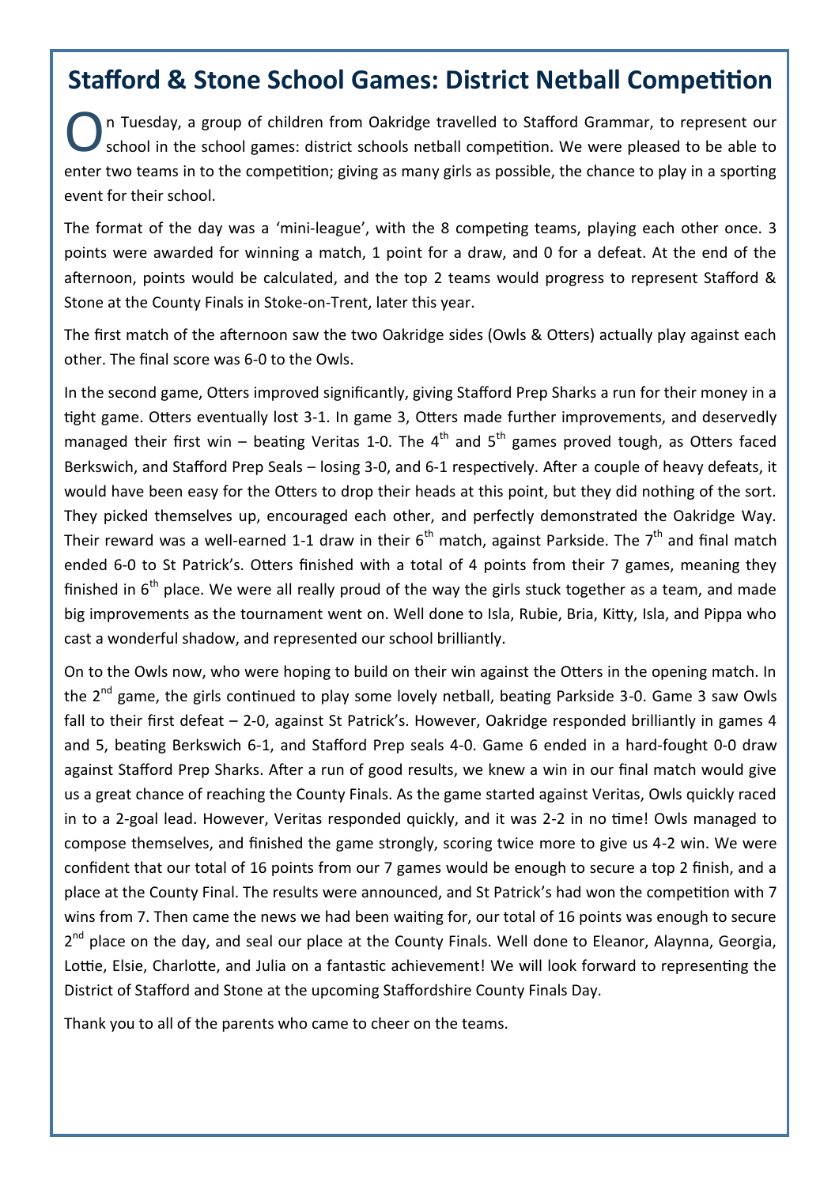## Stafford & Stone School Games: District Netball Competition

On Tuesday, a group of children from Oakridge travelled to Stafford Grammar, to represent our school in the school games: district schools netball competition. We were pleased to be able to enter two teams in to the competition; giving as many girls as possible, the chance to play in a sporting event for their school.

The format of the day was a 'mini-league', with the 8 competing teams, playing each other once. 3 points were awarded for winning a match, 1 point for a draw, and 0 for a defeat. At the end of the afternoon, points would be calculated, and the top 2 teams would progress to represent Stafford & Stone at the County Finals in Stoke-on-Trent, later this year.

The first match of the afternoon saw the two Oakridge sides (Owls & Otters) actually play against each other. The final score was 6-0 to the Owls.

In the second game, Otters improved significantly, giving Stafford Prep Sharks a run for their money in a tight game. Otters eventually lost 3-1. In game 3, Otters made further improvements, and deservedly managed their first win – beating Veritas 1-0. The 4th and 5th games proved tough, as Otters faced Berkswich, and Stafford Prep Seals – losing 3-0, and 6-1 respectively. After a couple of heavy defeats, it would have been easy for the Otters to drop their heads at this point, but they did nothing of the sort. They picked themselves up, encouraged each other, and perfectly demonstrated the Oakridge Way. Their reward was a well-earned 1-1 draw in their 6th match, against Parkside. The 7th and final match ended 6-0 to St Patrick's. Otters finished with a total of 4 points from their 7 games, meaning they finished in 6th place. We were all really proud of the way the girls stuck together as a team, and made big improvements as the tournament went on. Well done to Isla, Rubie, Bria, Kitty, Isla, and Pippa who cast a wonderful shadow, and represented our school brilliantly.

On to the Owls now, who were hoping to build on their win against the Otters in the opening match. In the 2nd game, the girls continued to play some lovely netball, beating Parkside 3-0. Game 3 saw Owls fall to their first defeat – 2-0, against St Patrick's. However, Oakridge responded brilliantly in games 4 and 5, beating Berkswich 6-1, and Stafford Prep seals 4-0. Game 6 ended in a hard-fought 0-0 draw against Stafford Prep Sharks. After a run of good results, we knew a win in our final match would give us a great chance of reaching the County Finals. As the game started against Veritas, Owls quickly raced in to a 2-goal lead. However, Veritas responded quickly, and it was 2-2 in no time! Owls managed to compose themselves, and finished the game strongly, scoring twice more to give us 4-2 win. We were confident that our total of 16 points from our 7 games would be enough to secure a top 2 finish, and a place at the County Final. The results were announced, and St Patrick's had won the competition with 7 wins from 7. Then came the news we had been waiting for, our total of 16 points was enough to secure 2nd place on the day, and seal our place at the County Finals. Well done to Eleanor, Alaynna, Georgia, Lottie, Elsie, Charlotte, and Julia on a fantastic achievement! We will look forward to representing the District of Stafford and Stone at the upcoming Staffordshire County Finals Day.

Thank you to all of the parents who came to cheer on the teams.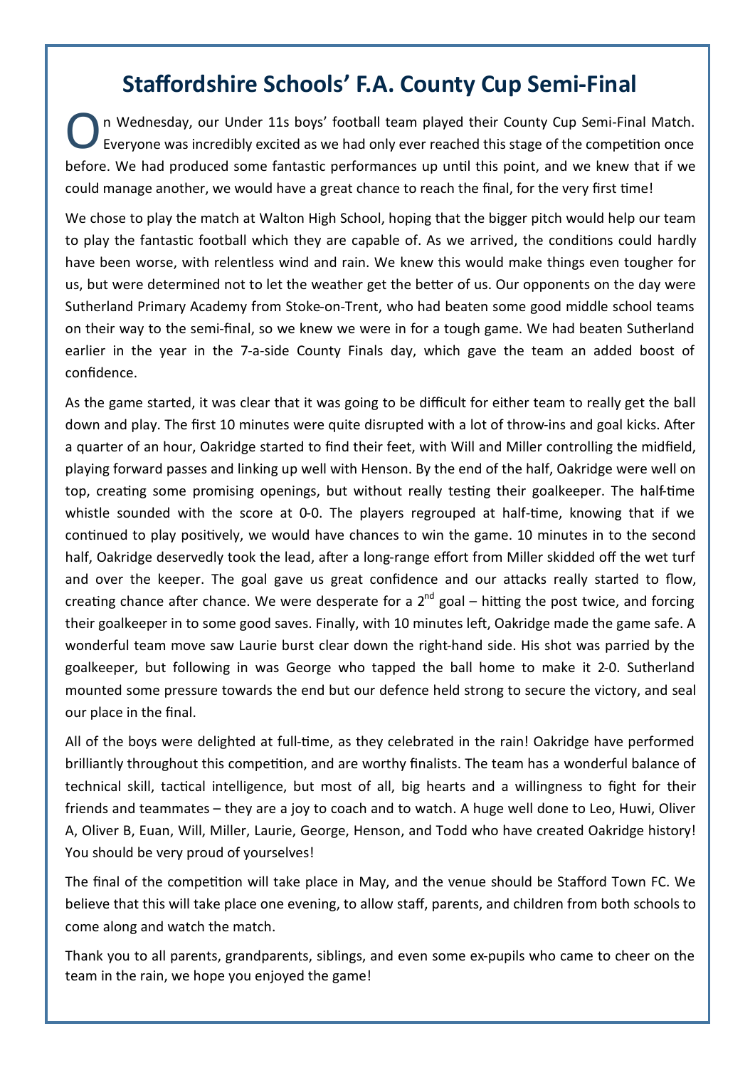# Staffordshire Schools' F.A. County Cup Semi-Final

On Wednesday, our Under 11s boys' football team played their County Cup Semi-Final Match. Everyone was incredibly excited as we had only ever reached this stage of the competition once before. We had produced some fantastic performances up until this point, and we knew that if we could manage another, we would have a great chance to reach the final, for the very first time!

We chose to play the match at Walton High School, hoping that the bigger pitch would help our team to play the fantastic football which they are capable of. As we arrived, the conditions could hardly have been worse, with relentless wind and rain. We knew this would make things even tougher for us, but were determined not to let the weather get the better of us. Our opponents on the day were Sutherland Primary Academy from Stoke-on-Trent, who had beaten some good middle school teams on their way to the semi-final, so we knew we were in for a tough game. We had beaten Sutherland earlier in the year in the 7-a-side County Finals day, which gave the team an added boost of confidence.

As the game started, it was clear that it was going to be difficult for either team to really get the ball down and play. The first 10 minutes were quite disrupted with a lot of throw-ins and goal kicks. After a quarter of an hour, Oakridge started to find their feet, with Will and Miller controlling the midfield, playing forward passes and linking up well with Henson. By the end of the half, Oakridge were well on top, creating some promising openings, but without really testing their goalkeeper. The half-time whistle sounded with the score at 0-0. The players regrouped at half-time, knowing that if we continued to play positively, we would have chances to win the game. 10 minutes in to the second half, Oakridge deservedly took the lead, after a long-range effort from Miller skidded off the wet turf and over the keeper. The goal gave us great confidence and our attacks really started to flow, creating chance after chance. We were desperate for a 2nd goal – hitting the post twice, and forcing their goalkeeper in to some good saves. Finally, with 10 minutes left, Oakridge made the game safe. A wonderful team move saw Laurie burst clear down the right-hand side. His shot was parried by the goalkeeper, but following in was George who tapped the ball home to make it 2-0. Sutherland mounted some pressure towards the end but our defence held strong to secure the victory, and seal our place in the final.

All of the boys were delighted at full-time, as they celebrated in the rain! Oakridge have performed brilliantly throughout this competition, and are worthy finalists. The team has a wonderful balance of technical skill, tactical intelligence, but most of all, big hearts and a willingness to fight for their friends and teammates – they are a joy to coach and to watch. A huge well done to Leo, Huwi, Oliver A, Oliver B, Euan, Will, Miller, Laurie, George, Henson, and Todd who have created Oakridge history! You should be very proud of yourselves!

The final of the competition will take place in May, and the venue should be Stafford Town FC. We believe that this will take place one evening, to allow staff, parents, and children from both schools to come along and watch the match.

Thank you to all parents, grandparents, siblings, and even some ex-pupils who came to cheer on the team in the rain, we hope you enjoyed the game!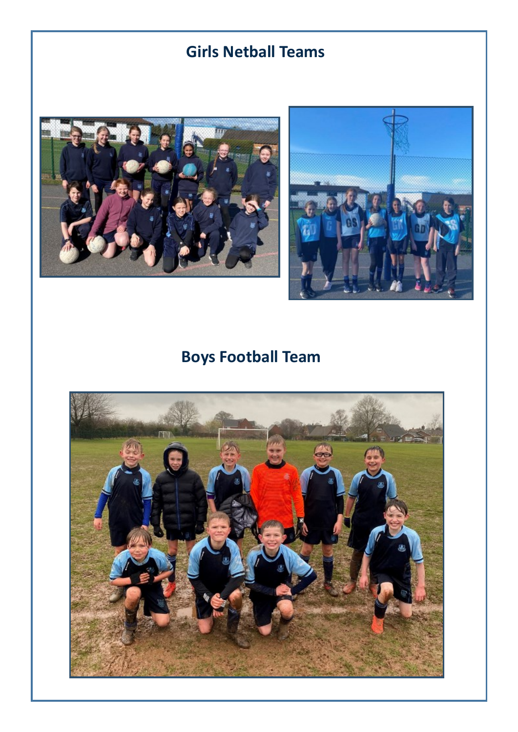## Girls Netball Teams

## Boys Football Team